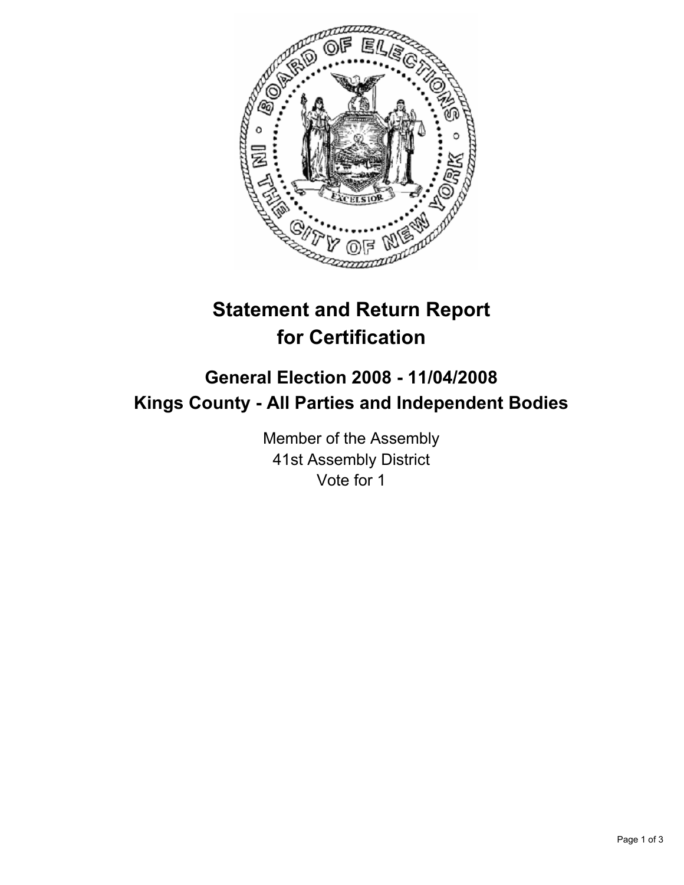# Statement and Return Report for Certification

## General Election 2008 - 11/04/2008
## Kings County - All Parties and Independent Bodies

Member of the Assembly
41st Assembly District
Vote for 1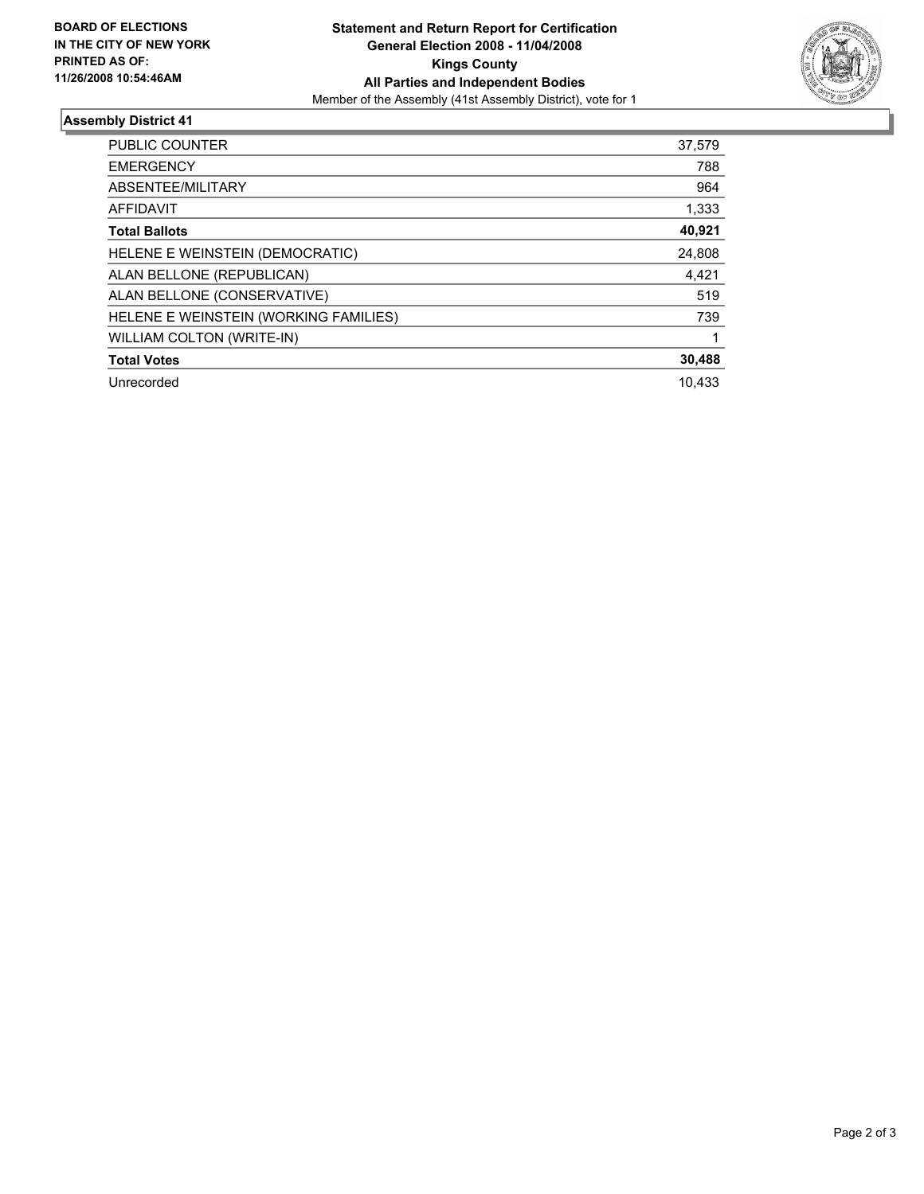**BOARD OF ELECTIONS IN THE CITY OF NEW YORK PRINTED AS OF: 11/26/2008 10:54:46AM**

**Statement and Return Report for Certification**
**General Election 2008 - 11/04/2008**
**Kings County**
**All Parties and Independent Bodies**
Member of the Assembly (41st Assembly District), vote for 1

## Assembly District 41

| | |
|---|---|
| PUBLIC COUNTER | 37,579 |
| EMERGENCY | 788 |
| ABSENTEE/MILITARY | 964 |
| AFFIDAVIT | 1,333 |
| **Total Ballots** | **40,921** |
| HELENE E WEINSTEIN (DEMOCRATIC) | 24,808 |
| ALAN BELLONE (REPUBLICAN) | 4,421 |
| ALAN BELLONE (CONSERVATIVE) | 519 |
| HELENE E WEINSTEIN (WORKING FAMILIES) | 739 |
| WILLIAM COLTON (WRITE-IN) | 1 |
| **Total Votes** | **30,488** |
| Unrecorded | 10,433 |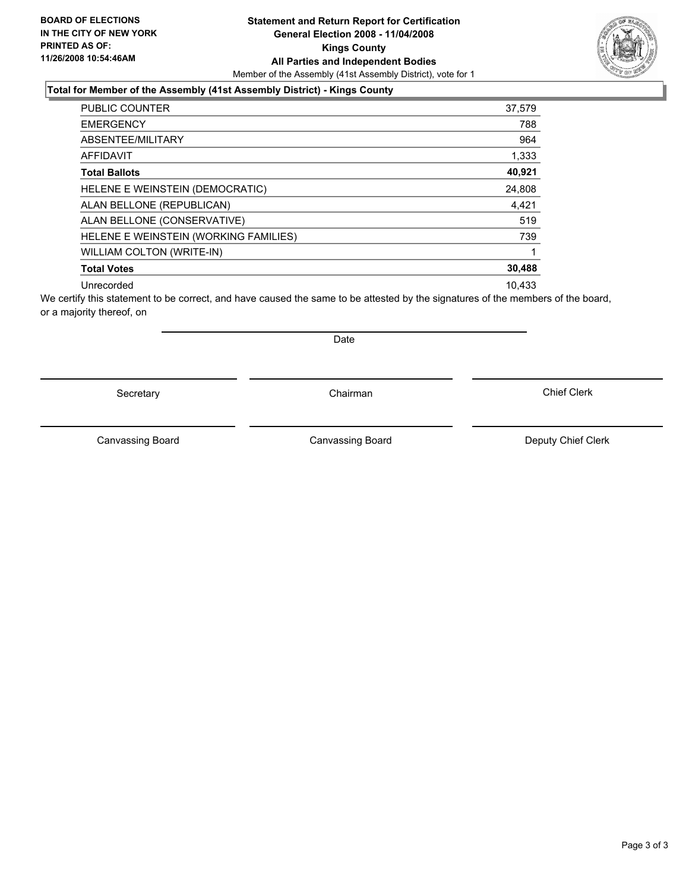**BOARD OF ELECTIONS IN THE CITY OF NEW YORK PRINTED AS OF: 11/26/2008 10:54:46AM**

# Statement and Return Report for Certification
## General Election 2008 - 11/04/2008
## Kings County
## All Parties and Independent Bodies

Member of the Assembly (41st Assembly District), vote for 1

### Total for Member of the Assembly (41st Assembly District) - Kings County

| | |
|---|---|
| PUBLIC COUNTER | 37,579 |
| EMERGENCY | 788 |
| ABSENTEE/MILITARY | 964 |
| AFFIDAVIT | 1,333 |
| **Total Ballots** | **40,921** |
| HELENE E WEINSTEIN (DEMOCRATIC) | 24,808 |
| ALAN BELLONE (REPUBLICAN) | 4,421 |
| ALAN BELLONE (CONSERVATIVE) | 519 |
| HELENE E WEINSTEIN (WORKING FAMILIES) | 739 |
| WILLIAM COLTON (WRITE-IN) | 1 |
| **Total Votes** | **30,488** |
| Unrecorded | 10,433 |

We certify this statement to be correct, and have caused the same to be attested by the signatures of the members of the board, or a majority thereof, on

Date

Secretary

Chairman

Chief Clerk

Canvassing Board

Canvassing Board

Deputy Chief Clerk